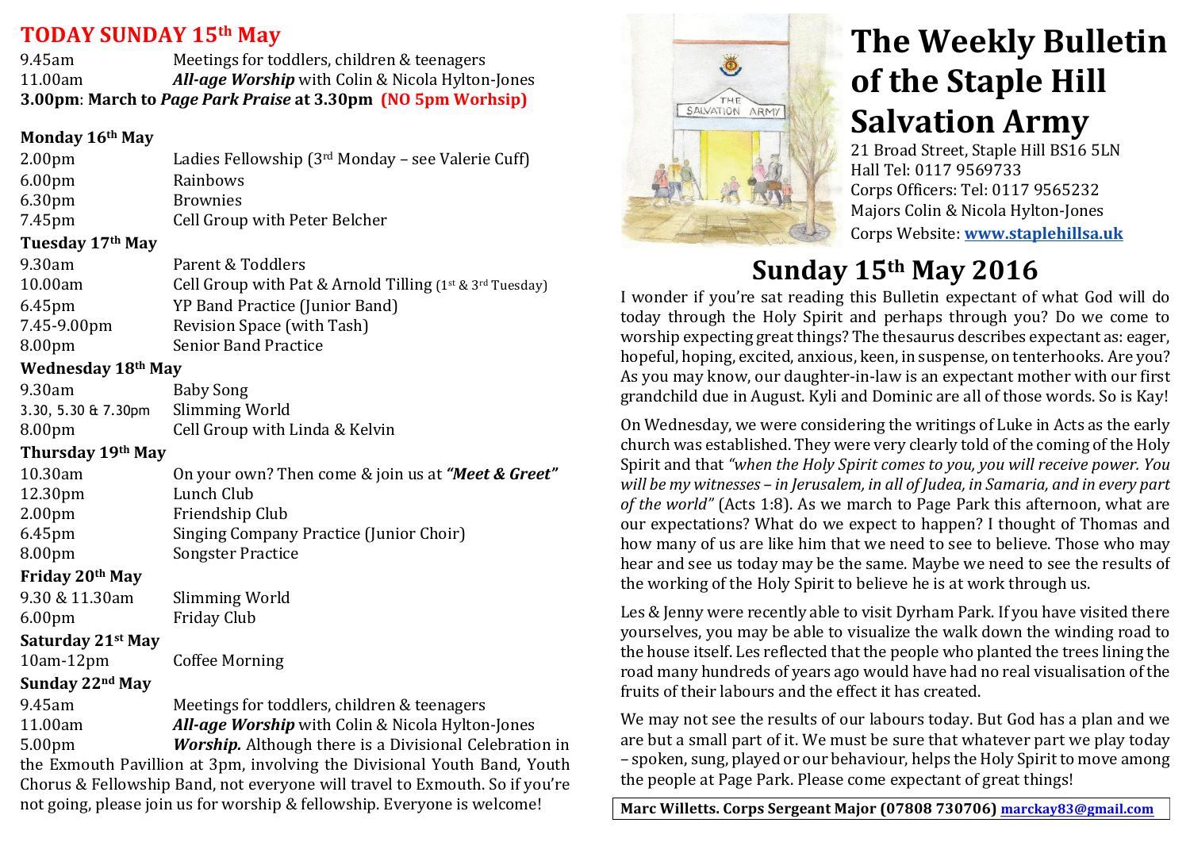# TODAY SUNDAY 15th May

| | |
|---|---|
| 9.45am | Meetings for toddlers, children & teenagers |
| 11.00am | ***All-age Worship*** with Colin & Nicola Hylton-Jones |

**3.00pm: March to *Page Park Praise* at 3.30pm (NO 5pm Worhsip)**

### Monday 16th May

| | |
|---|---|
| 2.00pm | Ladies Fellowship (3rd Monday – see Valerie Cuff) |
| 6.00pm | Rainbows |
| 6.30pm | Brownies |
| 7.45pm | Cell Group with Peter Belcher |

### Tuesday 17th May

| | |
|---|---|
| 9.30am | Parent & Toddlers |
| 10.00am | Cell Group with Pat & Arnold Tilling (1st & 3rd Tuesday) |
| 6.45pm | YP Band Practice (Junior Band) |
| 7.45-9.00pm | Revision Space (with Tash) |
| 8.00pm | Senior Band Practice |

### Wednesday 18th May

| | |
|---|---|
| 9.30am | Baby Song |
| 3.30, 5.30 & 7.30pm | Slimming World |
| 8.00pm | Cell Group with Linda & Kelvin |

### Thursday 19th May

| | |
|---|---|
| 10.30am | On your own? Then come & join us at ***"Meet & Greet"*** |
| 12.30pm | Lunch Club |
| 2.00pm | Friendship Club |
| 6.45pm | Singing Company Practice (Junior Choir) |
| 8.00pm | Songster Practice |

### Friday 20th May

| | |
|---|---|
| 9.30 & 11.30am | Slimming World |
| 6.00pm | Friday Club |

### Saturday 21st May

| | |
|---|---|
| 10am-12pm | Coffee Morning |

### Sunday 22nd May

| | |
|---|---|
| 9.45am | Meetings for toddlers, children & teenagers |
| 11.00am | ***All-age Worship*** with Colin & Nicola Hylton-Jones |

5.00pm ***Worship.*** Although there is a Divisional Celebration in the Exmouth Pavillion at 3pm, involving the Divisional Youth Band, Youth Chorus & Fellowship Band, not everyone will travel to Exmouth. So if you're not going, please join us for worship & fellowship. Everyone is welcome!

# The Weekly Bulletin of the Staple Hill Salvation Army

21 Broad Street, Staple Hill BS16 5LN
Hall Tel: 0117 9569733
Corps Officers: Tel: 0117 9565232
Majors Colin & Nicola Hylton-Jones
Corps Website: **www.staplehillsa.uk**

## Sunday 15th May 2016

I wonder if you're sat reading this Bulletin expectant of what God will do today through the Holy Spirit and perhaps through you? Do we come to worship expecting great things? The thesaurus describes expectant as: eager, hopeful, hoping, excited, anxious, keen, in suspense, on tenterhooks. Are you? As you may know, our daughter-in-law is an expectant mother with our first grandchild due in August. Kyli and Dominic are all of those words. So is Kay!

On Wednesday, we were considering the writings of Luke in Acts as the early church was established. They were very clearly told of the coming of the Holy Spirit and that *"when the Holy Spirit comes to you, you will receive power. You will be my witnesses – in Jerusalem, in all of Judea, in Samaria, and in every part of the world"* (Acts 1:8). As we march to Page Park this afternoon, what are our expectations? What do we expect to happen? I thought of Thomas and how many of us are like him that we need to see to believe. Those who may hear and see us today may be the same. Maybe we need to see the results of the working of the Holy Spirit to believe he is at work through us.

Les & Jenny were recently able to visit Dyrham Park. If you have visited there yourselves, you may be able to visualize the walk down the winding road to the house itself. Les reflected that the people who planted the trees lining the road many hundreds of years ago would have had no real visualisation of the fruits of their labours and the effect it has created.

We may not see the results of our labours today. But God has a plan and we are but a small part of it. We must be sure that whatever part we play today – spoken, sung, played or our behaviour, helps the Holy Spirit to move among the people at Page Park. Please come expectant of great things!

**Marc Willetts. Corps Sergeant Major (07808 730706) marckay83@gmail.com**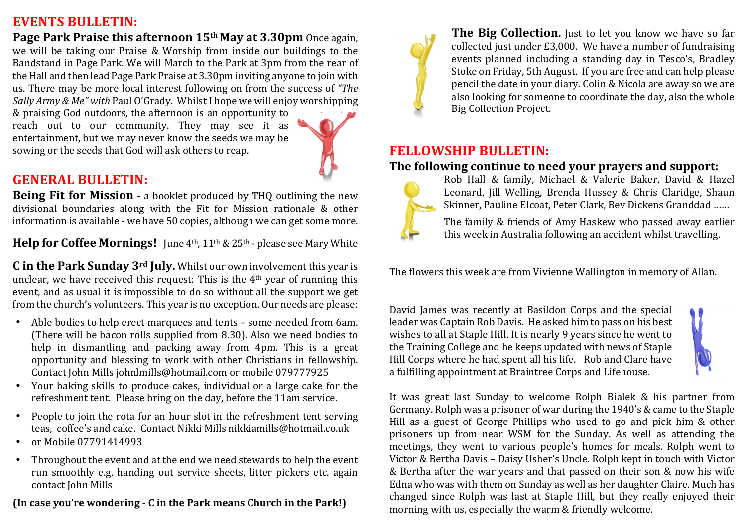## EVENTS BULLETIN:

**Page Park Praise this afternoon 15th May at 3.30pm** Once again, we will be taking our Praise & Worship from inside our buildings to the Bandstand in Page Park. We will March to the Park at 3pm from the rear of the Hall and then lead Page Park Praise at 3.30pm inviting anyone to join with us. There may be more local interest following on from the success of *"The Sally Army & Me" with* Paul O'Grady. Whilst I hope we will enjoy worshipping & praising God outdoors, the afternoon is an opportunity to reach out to our community. They may see it as entertainment, but we may never know the seeds we may be sowing or the seeds that God will ask others to reap.

## GENERAL BULLETIN:

**Being Fit for Mission** - a booklet produced by THQ outlining the new divisional boundaries along with the Fit for Mission rationale & other information is available - we have 50 copies, although we can get some more.

**Help for Coffee Mornings!** June 4th, 11th & 25th - please see Mary White

**C in the Park Sunday 3rd July.** Whilst our own involvement this year is unclear, we have received this request: This is the 4th year of running this event, and as usual it is impossible to do so without all the support we get from the church's volunteers. This year is no exception. Our needs are please:

- Able bodies to help erect marquees and tents – some needed from 6am. (There will be bacon rolls supplied from 8.30). Also we need bodies to help in dismantling and packing away from 4pm. This is a great opportunity and blessing to work with other Christians in fellowship. Contact John Mills johnlmills@hotmail.com or mobile 079777925
- Your baking skills to produce cakes, individual or a large cake for the refreshment tent. Please bring on the day, before the 11am service.
- People to join the rota for an hour slot in the refreshment tent serving teas, coffee's and cake. Contact Nikki Mills nikkiamills@hotmail.co.uk
- or Mobile 07791414993
- Throughout the event and at the end we need stewards to help the event run smoothly e.g. handing out service sheets, litter pickers etc. again contact John Mills

**(In case you're wondering - C in the Park means Church in the Park!)**

**The Big Collection.** Just to let you know we have so far collected just under £3,000. We have a number of fundraising events planned including a standing day in Tesco's, Bradley Stoke on Friday, 5th August. If you are free and can help please pencil the date in your diary. Colin & Nicola are away so we are also looking for someone to coordinate the day, also the whole Big Collection Project.

## FELLOWSHIP BULLETIN:

**The following continue to need your prayers and support:**

Rob Hall & family, Michael & Valerie Baker, David & Hazel Leonard, Jill Welling, Brenda Hussey & Chris Claridge, Shaun Skinner, Pauline Elcoat, Peter Clark, Bev Dickens Granddad ……

The family & friends of Amy Haskew who passed away earlier this week in Australia following an accident whilst travelling.

The flowers this week are from Vivienne Wallington in memory of Allan.

David James was recently at Basildon Corps and the special leader was Captain Rob Davis. He asked him to pass on his best wishes to all at Staple Hill. It is nearly 9 years since he went to the Training College and he keeps updated with news of Staple Hill Corps where he had spent all his life. Rob and Clare have a fulfilling appointment at Braintree Corps and Lifehouse.

It was great last Sunday to welcome Rolph Bialek & his partner from Germany. Rolph was a prisoner of war during the 1940's & came to the Staple Hill as a guest of George Phillips who used to go and pick him & other prisoners up from near WSM for the Sunday. As well as attending the meetings, they went to various people's homes for meals. Rolph went to Victor & Bertha Davis – Daisy Usher's Uncle. Rolph kept in touch with Victor & Bertha after the war years and that passed on their son & now his wife Edna who was with them on Sunday as well as her daughter Claire. Much has changed since Rolph was last at Staple Hill, but they really enjoyed their morning with us, especially the warm & friendly welcome.